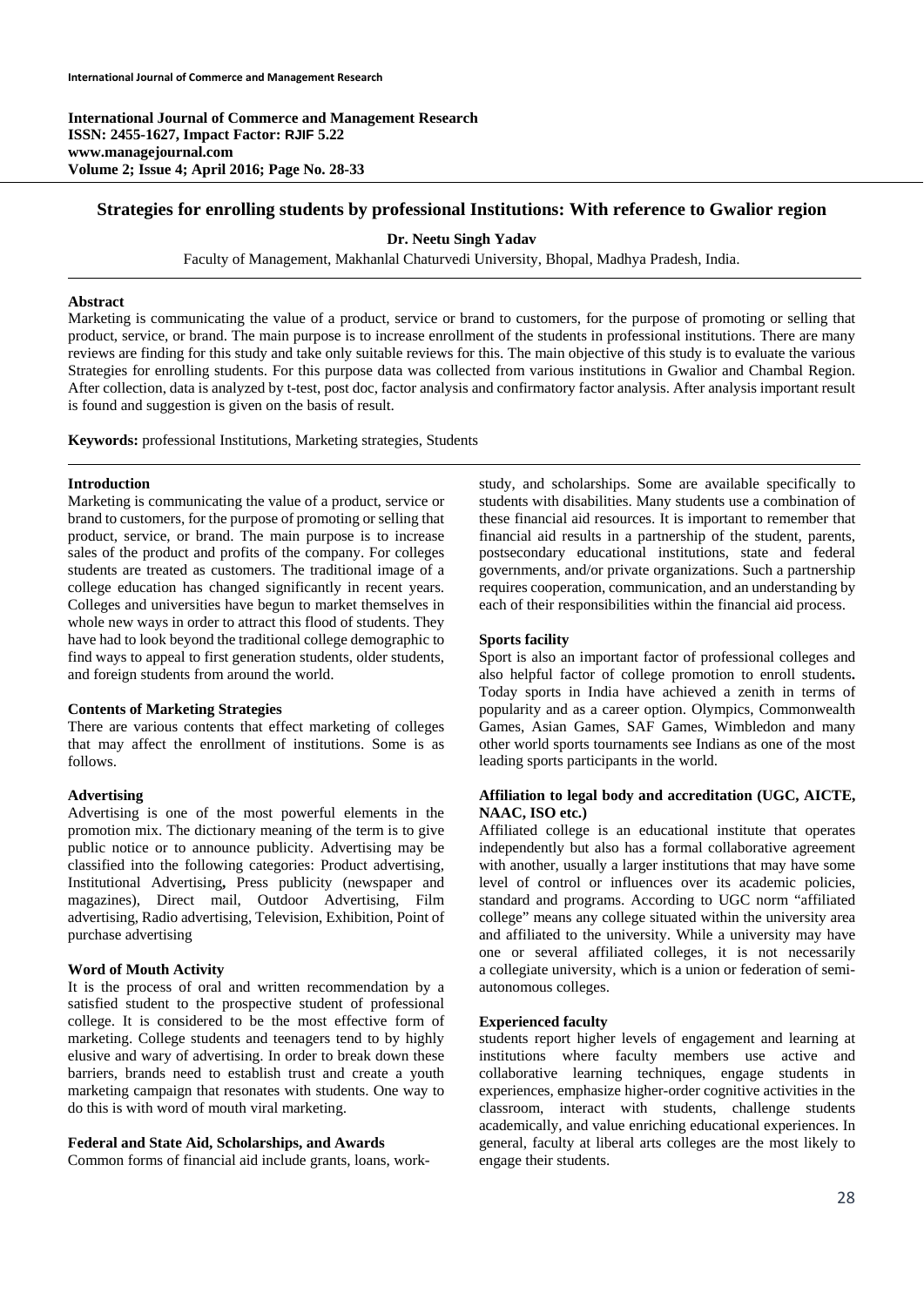**International Journal of Commerce and Management Research**
**ISSN: 2455-1627, Impact Factor: RJIF 5.22**
**www.managejournal.com**
**Volume 2; Issue 4; April 2016; Page No. 28-33**

# Strategies for enrolling students by professional Institutions: With reference to Gwalior region

**Dr. Neetu Singh Yadav**

Faculty of Management, Makhanlal Chaturvedi University, Bhopal, Madhya Pradesh, India.

**Abstract**

Marketing is communicating the value of a product, service or brand to customers, for the purpose of promoting or selling that product, service, or brand. The main purpose is to increase enrollment of the students in professional institutions. There are many reviews are finding for this study and take only suitable reviews for this. The main objective of this study is to evaluate the various Strategies for enrolling students. For this purpose data was collected from various institutions in Gwalior and Chambal Region. After collection, data is analyzed by t-test, post doc, factor analysis and confirmatory factor analysis. After analysis important result is found and suggestion is given on the basis of result.

**Keywords:** professional Institutions, Marketing strategies, Students

## Introduction

Marketing is communicating the value of a product, service or brand to customers, for the purpose of promoting or selling that product, service, or brand. The main purpose is to increase sales of the product and profits of the company. For colleges students are treated as customers. The traditional image of a college education has changed significantly in recent years. Colleges and universities have begun to market themselves in whole new ways in order to attract this flood of students. They have had to look beyond the traditional college demographic to find ways to appeal to first generation students, older students, and foreign students from around the world.

### Contents of Marketing Strategies

There are various contents that effect marketing of colleges that may affect the enrollment of institutions. Some is as follows.

### Advertising

Advertising is one of the most powerful elements in the promotion mix. The dictionary meaning of the term is to give public notice or to announce publicity. Advertising may be classified into the following categories: Product advertising, Institutional Advertising**,** Press publicity (newspaper and magazines), Direct mail, Outdoor Advertising, Film advertising, Radio advertising, Television, Exhibition, Point of purchase advertising

### Word of Mouth Activity

It is the process of oral and written recommendation by a satisfied student to the prospective student of professional college. It is considered to be the most effective form of marketing. College students and teenagers tend to by highly elusive and wary of advertising. In order to break down these barriers, brands need to establish trust and create a youth marketing campaign that resonates with students. One way to do this is with word of mouth viral marketing.

### Federal and State Aid, Scholarships, and Awards

Common forms of financial aid include grants, loans, work-study, and scholarships. Some are available specifically to students with disabilities. Many students use a combination of these financial aid resources. It is important to remember that financial aid results in a partnership of the student, parents, postsecondary educational institutions, state and federal governments, and/or private organizations. Such a partnership requires cooperation, communication, and an understanding by each of their responsibilities within the financial aid process.

### Sports facility

Sport is also an important factor of professional colleges and also helpful factor of college promotion to enroll students**.** Today sports in India have achieved a zenith in terms of popularity and as a career option. Olympics, Commonwealth Games, Asian Games, SAF Games, Wimbledon and many other world sports tournaments see Indians as one of the most leading sports participants in the world.

### Affiliation to legal body and accreditation (UGC, AICTE, NAAC, ISO etc.)

Affiliated college is an educational institute that operates independently but also has a formal collaborative agreement with another, usually a larger institutions that may have some level of control or influences over its academic policies, standard and programs. According to UGC norm "affiliated college" means any college situated within the university area and affiliated to the university. While a university may have one or several affiliated colleges, it is not necessarily a collegiate university, which is a union or federation of semi-autonomous colleges.

### Experienced faculty

students report higher levels of engagement and learning at institutions where faculty members use active and collaborative learning techniques, engage students in experiences, emphasize higher-order cognitive activities in the classroom, interact with students, challenge students academically, and value enriching educational experiences. In general, faculty at liberal arts colleges are the most likely to engage their students.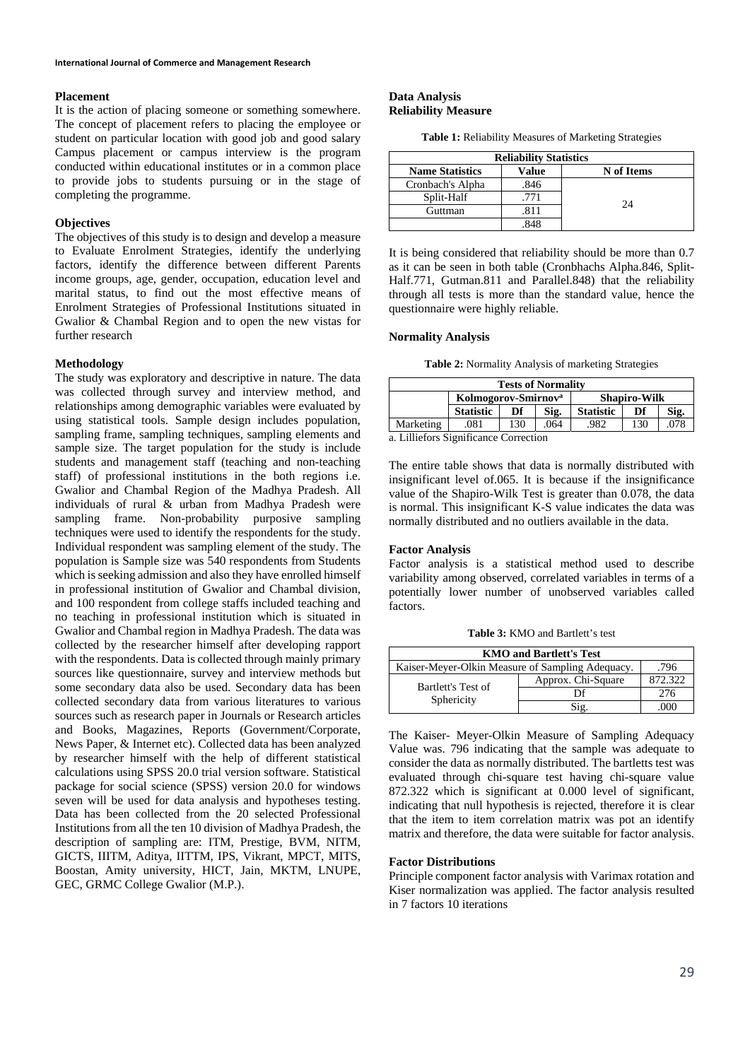**Placement**

It is the action of placing someone or something somewhere. The concept of placement refers to placing the employee or student on particular location with good job and good salary Campus placement or campus interview is the program conducted within educational institutes or in a common place to provide jobs to students pursuing or in the stage of completing the programme.

**Objectives**

The objectives of this study is to design and develop a measure to Evaluate Enrolment Strategies, identify the underlying factors, identify the difference between different Parents income groups, age, gender, occupation, education level and marital status, to find out the most effective means of Enrolment Strategies of Professional Institutions situated in Gwalior & Chambal Region and to open the new vistas for further research

**Methodology**

The study was exploratory and descriptive in nature. The data was collected through survey and interview method, and relationships among demographic variables were evaluated by using statistical tools. Sample design includes population, sampling frame, sampling techniques, sampling elements and sample size. The target population for the study is include students and management staff (teaching and non-teaching staff) of professional institutions in the both regions i.e. Gwalior and Chambal Region of the Madhya Pradesh. All individuals of rural & urban from Madhya Pradesh were sampling frame. Non-probability purposive sampling techniques were used to identify the respondents for the study. Individual respondent was sampling element of the study. The population is Sample size was 540 respondents from Students which is seeking admission and also they have enrolled himself in professional institution of Gwalior and Chambal division, and 100 respondent from college staffs included teaching and no teaching in professional institution which is situated in Gwalior and Chambal region in Madhya Pradesh. The data was collected by the researcher himself after developing rapport with the respondents. Data is collected through mainly primary sources like questionnaire, survey and interview methods but some secondary data also be used. Secondary data has been collected secondary data from various literatures to various sources such as research paper in Journals or Research articles and Books, Magazines, Reports (Government/Corporate, News Paper, & Internet etc). Collected data has been analyzed by researcher himself with the help of different statistical calculations using SPSS 20.0 trial version software. Statistical package for social science (SPSS) version 20.0 for windows seven will be used for data analysis and hypotheses testing. Data has been collected from the 20 selected Professional Institutions from all the ten 10 division of Madhya Pradesh, the description of sampling are: ITM, Prestige, BVM, NITM, GICTS, IIITM, Aditya, IITTM, IPS, Vikrant, MPCT, MITS, Boostan, Amity university, HICT, Jain, MKTM, LNUPE, GEC, GRMC College Gwalior (M.P.).

**Data Analysis**
**Reliability Measure**

**Table 1:** Reliability Measures of Marketing Strategies

| Reliability Statistics | | |
|---|---|---|
| **Name Statistics** | **Value** | **N of Items** |
| Cronbach's Alpha | .846 | 24 |
| Split-Half | .771 | |
| Guttman | .811 | |
| | .848 | |

It is being considered that reliability should be more than 0.7 as it can be seen in both table (Cronbhachs Alpha.846, Split-Half.771, Gutman.811 and Parallel.848) that the reliability through all tests is more than the standard value, hence the questionnaire were highly reliable.

**Normality Analysis**

**Table 2:** Normality Analysis of marketing Strategies

| Tests of Normality | | | | | | |
|---|---|---|---|---|---|---|
| | **Kolmogorov-Smirnov[a]** | | | **Shapiro-Wilk** | | |
| | **Statistic** | **Df** | **Sig.** | **Statistic** | **Df** | **Sig.** |
| Marketing | .081 | 130 | .064 | .982 | 130 | .078 |

a. Lilliefors Significance Correction

The entire table shows that data is normally distributed with insignificant level of.065. It is because if the insignificance value of the Shapiro-Wilk Test is greater than 0.078, the data is normal. This insignificant K-S value indicates the data was normally distributed and no outliers available in the data.

**Factor Analysis**

Factor analysis is a statistical method used to describe variability among observed, correlated variables in terms of a potentially lower number of unobserved variables called factors.

**Table 3:** KMO and Bartlett's test

| KMO and Bartlett's Test | | |
|---|---|---|
| Kaiser-Meyer-Olkin Measure of Sampling Adequacy. | | .796 |
| Bartlett's Test of Sphericity | Approx. Chi-Square | 872.322 |
| | Df | 276 |
| | Sig. | .000 |

The Kaiser- Meyer-Olkin Measure of Sampling Adequacy Value was. 796 indicating that the sample was adequate to consider the data as normally distributed. The bartletts test was evaluated through chi-square test having chi-square value 872.322 which is significant at 0.000 level of significant, indicating that null hypothesis is rejected, therefore it is clear that the item to item correlation matrix was pot an identify matrix and therefore, the data were suitable for factor analysis.

**Factor Distributions**

Principle component factor analysis with Varimax rotation and Kiser normalization was applied. The factor analysis resulted in 7 factors 10 iterations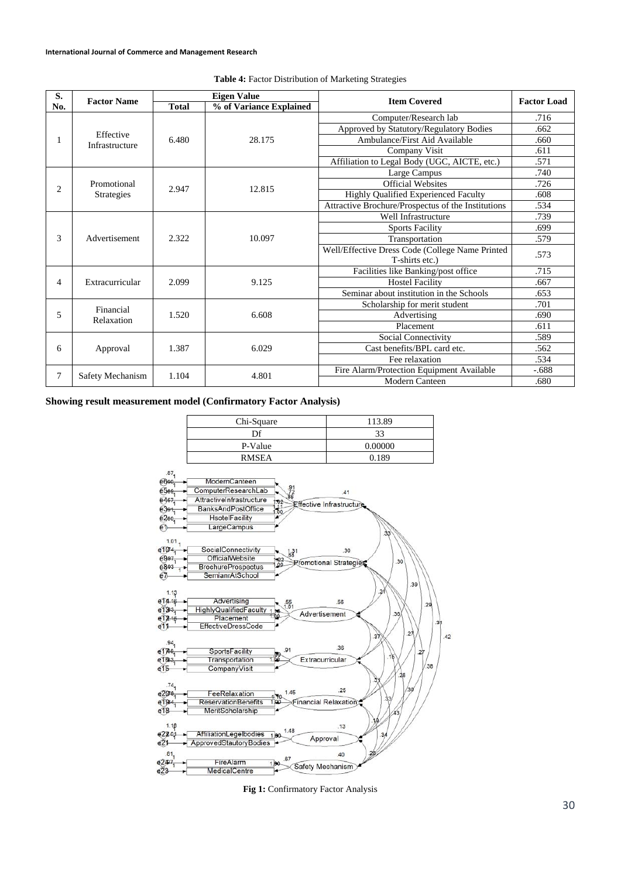**Table 4:** Factor Distribution of Marketing Strategies

| S. No. | Factor Name | Eigen Value | | Item Covered | Factor Load |
|---|---|---|---|---|---|
| | | Total | % of Variance Explained | | |
| 1 | Effective Infrastructure | 6.480 | 28.175 | Computer/Research lab | .716 |
| | | | | Approved by Statutory/Regulatory Bodies | .662 |
| | | | | Ambulance/First Aid Available | .660 |
| | | | | Company Visit | .611 |
| | | | | Affiliation to Legal Body (UGC, AICTE, etc.) | .571 |
| 2 | Promotional Strategies | 2.947 | 12.815 | Large Campus | .740 |
| | | | | Official Websites | .726 |
| | | | | Highly Qualified Experienced Faculty | .608 |
| | | | | Attractive Brochure/Prospectus of the Institutions | .534 |
| 3 | Advertisement | 2.322 | 10.097 | Well Infrastructure | .739 |
| | | | | Sports Facility | .699 |
| | | | | Transportation | .579 |
| | | | | Well/Effective Dress Code (College Name Printed T-shirts etc.) | .573 |
| 4 | Extracurricular | 2.099 | 9.125 | Facilities like Banking/post office | .715 |
| | | | | Hostel Facility | .667 |
| | | | | Seminar about institution in the Schools | .653 |
| 5 | Financial Relaxation | 1.520 | 6.608 | Scholarship for merit student | .701 |
| | | | | Advertising | .690 |
| | | | | Placement | .611 |
| 6 | Approval | 1.387 | 6.029 | Social Connectivity | .589 |
| | | | | Cast benefits/BPL card etc. | .562 |
| | | | | Fee relaxation | .534 |
| 7 | Safety Mechanism | 1.104 | 4.801 | Fire Alarm/Protection Equipment Available | -.688 |
| | | | | Modern Canteen | .680 |

**Showing result measurement model (Confirmatory Factor Analysis)**

| Chi-Square | 113.89 |
|---|---|
| Df | 33 |
| P-Value | 0.00000 |
| RMSEA | 0.189 |

**Fig 1:** Confirmatory Factor Analysis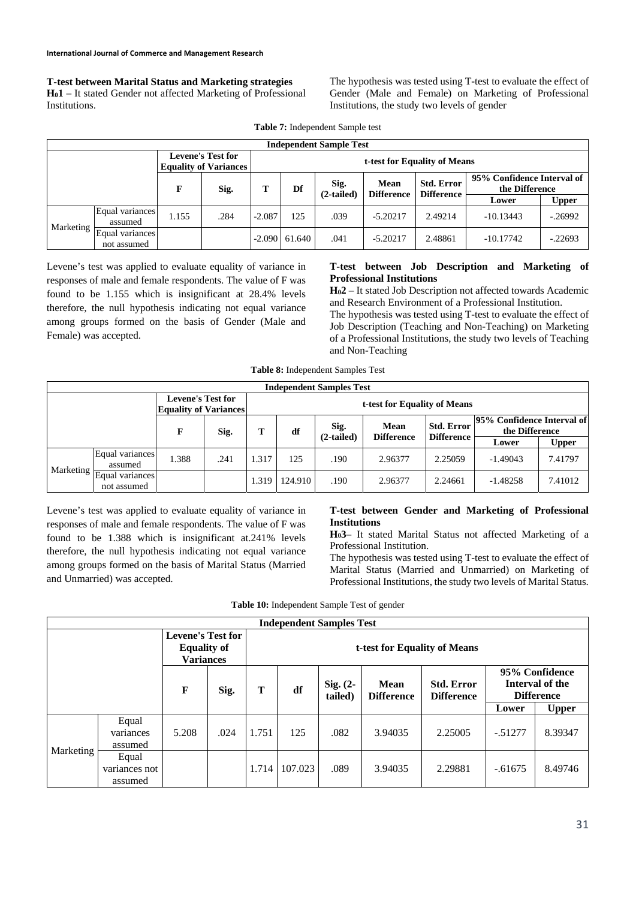**T-test between Marital Status and Marketing strategies**

$H_01$ – It stated Gender not affected Marketing of Professional Institutions.

The hypothesis was tested using T-test to evaluate the effect of Gender (Male and Female) on Marketing of Professional Institutions, the study two levels of gender

**Table 7:** Independent Sample test

| Independent Sample Test | | | | | | | | | | |
|---|---|---|---|---|---|---|---|---|---|---|
| | | Levene's Test for Equality of Variances | | t-test for Equality of Means | | | | | | |
| | | F | Sig. | T | Df | Sig. (2-tailed) | Mean Difference | Std. Error Difference | 95% Confidence Interval of the Difference | |
| | | | | | | | | | Lower | Upper |
| Marketing | Equal variances assumed | 1.155 | .284 | -2.087 | 125 | .039 | -5.20217 | 2.49214 | -10.13443 | -.26992 |
| | Equal variances not assumed | | | -2.090 | 61.640 | .041 | -5.20217 | 2.48861 | -10.17742 | -.22693 |

Levene's test was applied to evaluate equality of variance in responses of male and female respondents. The value of F was found to be 1.155 which is insignificant at 28.4% levels therefore, the null hypothesis indicating not equal variance among groups formed on the basis of Gender (Male and Female) was accepted.

**T-test between Job Description and Marketing of Professional Institutions**

$H_02$ – It stated Job Description not affected towards Academic and Research Environment of a Professional Institution.

The hypothesis was tested using T-test to evaluate the effect of Job Description (Teaching and Non-Teaching) on Marketing of a Professional Institutions, the study two levels of Teaching and Non-Teaching

**Table 8:** Independent Samples Test

| Independent Samples Test | | | | | | | | | | |
|---|---|---|---|---|---|---|---|---|---|---|
| | | Levene's Test for Equality of Variances | | t-test for Equality of Means | | | | | | |
| | | F | Sig. | T | df | Sig. (2-tailed) | Mean Difference | Std. Error Difference | 95% Confidence Interval of the Difference | |
| | | | | | | | | | Lower | Upper |
| Marketing | Equal variances assumed | 1.388 | .241 | 1.317 | 125 | .190 | 2.96377 | 2.25059 | -1.49043 | 7.41797 |
| | Equal variances not assumed | | | 1.319 | 124.910 | .190 | 2.96377 | 2.24661 | -1.48258 | 7.41012 |

Levene's test was applied to evaluate equality of variance in responses of male and female respondents. The value of F was found to be 1.388 which is insignificant at.241% levels therefore, the null hypothesis indicating not equal variance among groups formed on the basis of Marital Status (Married and Unmarried) was accepted.

**T-test between Gender and Marketing of Professional Institutions**

$H_03$– It stated Marital Status not affected Marketing of a Professional Institution.

The hypothesis was tested using T-test to evaluate the effect of Marital Status (Married and Unmarried) on Marketing of Professional Institutions, the study two levels of Marital Status.

**Table 10:** Independent Sample Test of gender

| Independent Samples Test | | | | | | | | | | |
|---|---|---|---|---|---|---|---|---|---|---|
| | | Levene's Test for Equality of Variances | | t-test for Equality of Means | | | | | | |
| | | F | Sig. | T | df | Sig. (2-tailed) | Mean Difference | Std. Error Difference | 95% Confidence Interval of the Difference | |
| | | | | | | | | | Lower | Upper |
| Marketing | Equal variances assumed | 5.208 | .024 | 1.751 | 125 | .082 | 3.94035 | 2.25005 | -.51277 | 8.39347 |
| | Equal variances not assumed | | | 1.714 | 107.023 | .089 | 3.94035 | 2.29881 | -.61675 | 8.49746 |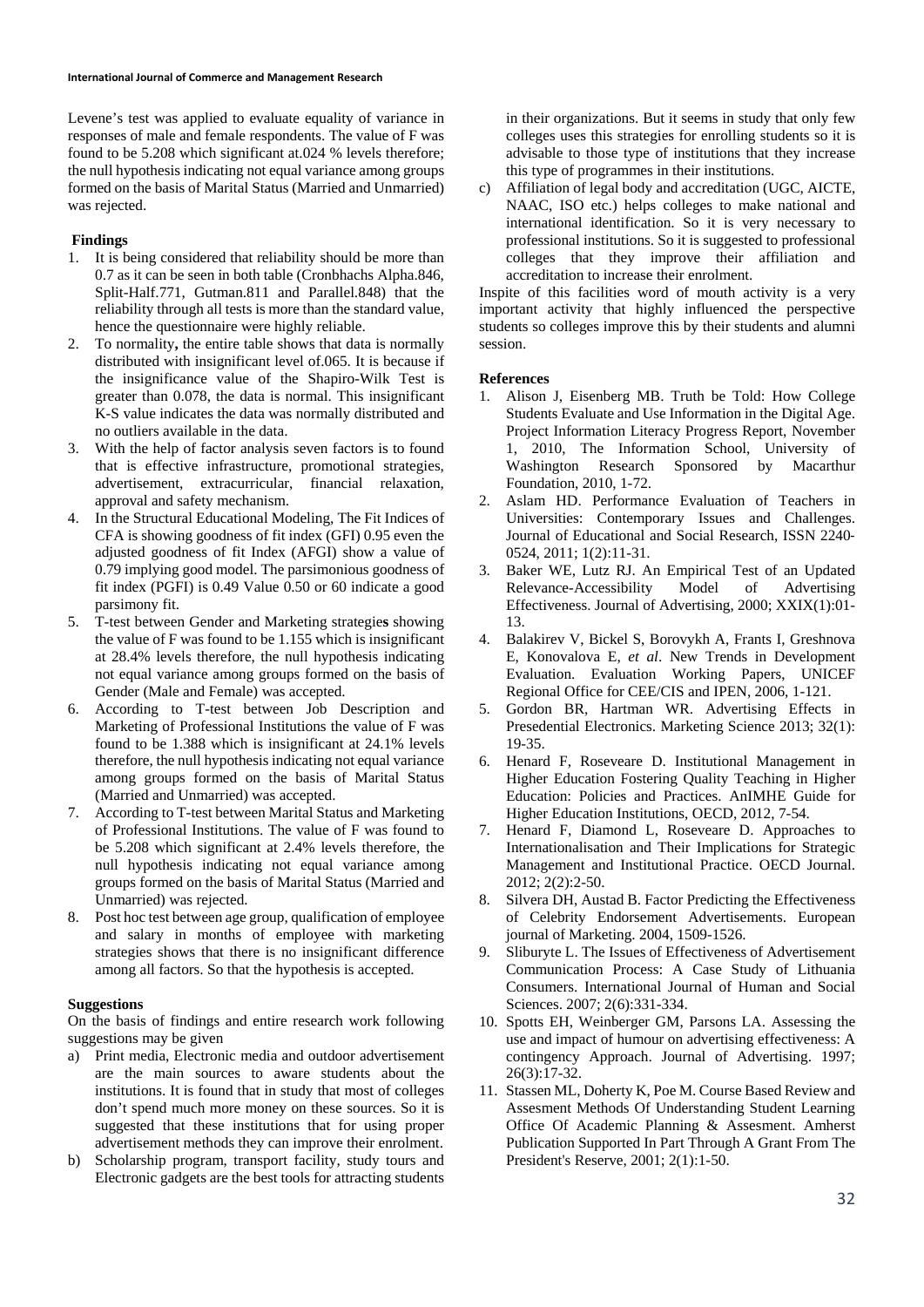Levene's test was applied to evaluate equality of variance in responses of male and female respondents. The value of F was found to be 5.208 which significant at.024 % levels therefore; the null hypothesis indicating not equal variance among groups formed on the basis of Marital Status (Married and Unmarried) was rejected.

## Findings

1. It is being considered that reliability should be more than 0.7 as it can be seen in both table (Cronbhachs Alpha.846, Split-Half.771, Gutman.811 and Parallel.848) that the reliability through all tests is more than the standard value, hence the questionnaire were highly reliable.
2. To normality**,** the entire table shows that data is normally distributed with insignificant level of.065. It is because if the insignificance value of the Shapiro-Wilk Test is greater than 0.078, the data is normal. This insignificant K-S value indicates the data was normally distributed and no outliers available in the data.
3. With the help of factor analysis seven factors is to found that is effective infrastructure, promotional strategies, advertisement, extracurricular, financial relaxation, approval and safety mechanism.
4. In the Structural Educational Modeling, The Fit Indices of CFA is showing goodness of fit index (GFI) 0.95 even the adjusted goodness of fit Index (AFGI) show a value of 0.79 implying good model. The parsimonious goodness of fit index (PGFI) is 0.49 Value 0.50 or 60 indicate a good parsimony fit.
5. T-test between Gender and Marketing strategie**s** showing the value of F was found to be 1.155 which is insignificant at 28.4% levels therefore, the null hypothesis indicating not equal variance among groups formed on the basis of Gender (Male and Female) was accepted.
6. According to T-test between Job Description and Marketing of Professional Institutions the value of F was found to be 1.388 which is insignificant at 24.1% levels therefore, the null hypothesis indicating not equal variance among groups formed on the basis of Marital Status (Married and Unmarried) was accepted.
7. According to T-test between Marital Status and Marketing of Professional Institutions. The value of F was found to be 5.208 which significant at 2.4% levels therefore, the null hypothesis indicating not equal variance among groups formed on the basis of Marital Status (Married and Unmarried) was rejected.
8. Post hoc test between age group, qualification of employee and salary in months of employee with marketing strategies shows that there is no insignificant difference among all factors. So that the hypothesis is accepted.

## Suggestions

On the basis of findings and entire research work following suggestions may be given

a) Print media, Electronic media and outdoor advertisement are the main sources to aware students about the institutions. It is found that in study that most of colleges don't spend much more money on these sources. So it is suggested that these institutions that for using proper advertisement methods they can improve their enrolment.

b) Scholarship program, transport facility, study tours and Electronic gadgets are the best tools for attracting students in their organizations. But it seems in study that only few colleges uses this strategies for enrolling students so it is advisable to those type of institutions that they increase this type of programmes in their institutions.

c) Affiliation of legal body and accreditation (UGC, AICTE, NAAC, ISO etc.) helps colleges to make national and international identification. So it is very necessary to professional institutions. So it is suggested to professional colleges that they improve their affiliation and accreditation to increase their enrolment.

Inspite of this facilities word of mouth activity is a very important activity that highly influenced the perspective students so colleges improve this by their students and alumni session.

## References

1. Alison J, Eisenberg MB. Truth be Told: How College Students Evaluate and Use Information in the Digital Age. Project Information Literacy Progress Report, November 1, 2010, The Information School, University of Washington Research Sponsored by Macarthur Foundation, 2010, 1-72.
2. Aslam HD. Performance Evaluation of Teachers in Universities: Contemporary Issues and Challenges. Journal of Educational and Social Research, ISSN 2240-0524, 2011; 1(2):11-31.
3. Baker WE, Lutz RJ. An Empirical Test of an Updated Relevance-Accessibility Model of Advertising Effectiveness. Journal of Advertising, 2000; XXIX(1):01-13.
4. Balakirev V, Bickel S, Borovykh A, Frants I, Greshnova E, Konovalova E, *et al*. New Trends in Development Evaluation. Evaluation Working Papers, UNICEF Regional Office for CEE/CIS and IPEN, 2006, 1-121.
5. Gordon BR, Hartman WR. Advertising Effects in Presedential Electronics. Marketing Science 2013; 32(1): 19-35.
6. Henard F, Roseveare D. Institutional Management in Higher Education Fostering Quality Teaching in Higher Education: Policies and Practices. AnIMHE Guide for Higher Education Institutions, OECD, 2012, 7-54.
7. Henard F, Diamond L, Roseveare D. Approaches to Internationalisation and Their Implications for Strategic Management and Institutional Practice. OECD Journal. 2012; 2(2):2-50.
8. Silvera DH, Austad B. Factor Predicting the Effectiveness of Celebrity Endorsement Advertisements. European journal of Marketing. 2004, 1509-1526.
9. Sliburyte L. The Issues of Effectiveness of Advertisement Communication Process: A Case Study of Lithuania Consumers. International Journal of Human and Social Sciences. 2007; 2(6):331-334.
10. Spotts EH, Weinberger GM, Parsons LA. Assessing the use and impact of humour on advertising effectiveness: A contingency Approach. Journal of Advertising. 1997; 26(3):17-32.
11. Stassen ML, Doherty K, Poe M. Course Based Review and Assesment Methods Of Understanding Student Learning Office Of Academic Planning & Assesment. Amherst Publication Supported In Part Through A Grant From The President's Reserve, 2001; 2(1):1-50.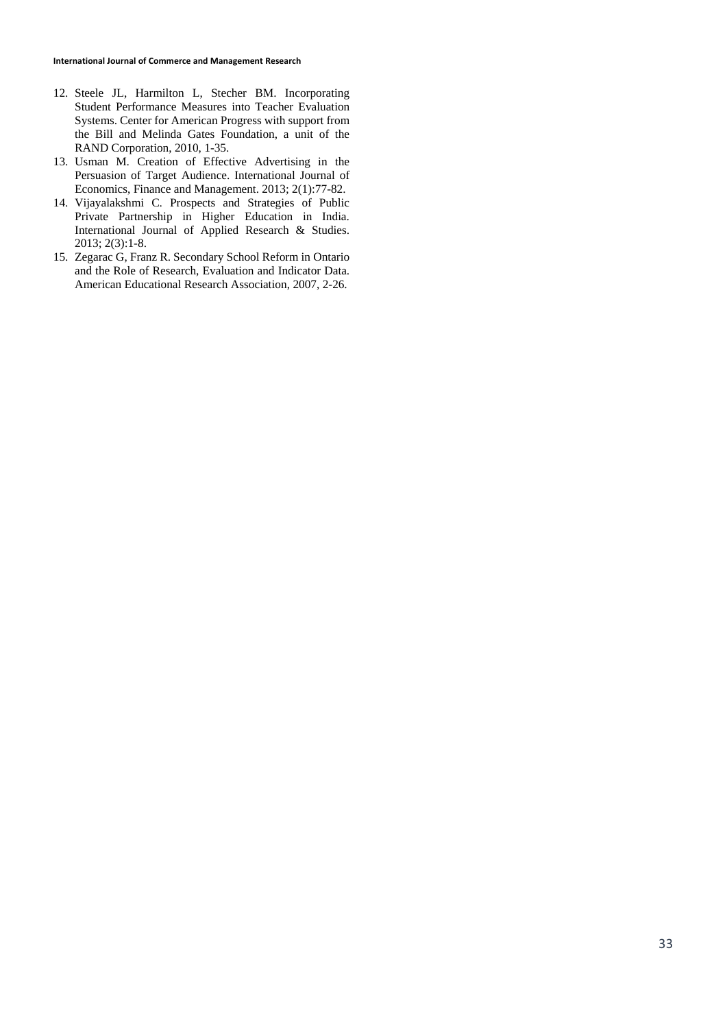12. Steele JL, Harmilton L, Stecher BM. Incorporating Student Performance Measures into Teacher Evaluation Systems. Center for American Progress with support from the Bill and Melinda Gates Foundation, a unit of the RAND Corporation, 2010, 1-35.
13. Usman M. Creation of Effective Advertising in the Persuasion of Target Audience. International Journal of Economics, Finance and Management. 2013; 2(1):77-82.
14. Vijayalakshmi C. Prospects and Strategies of Public Private Partnership in Higher Education in India. International Journal of Applied Research & Studies. 2013; 2(3):1-8.
15. Zegarac G, Franz R. Secondary School Reform in Ontario and the Role of Research, Evaluation and Indicator Data. American Educational Research Association, 2007, 2-26.